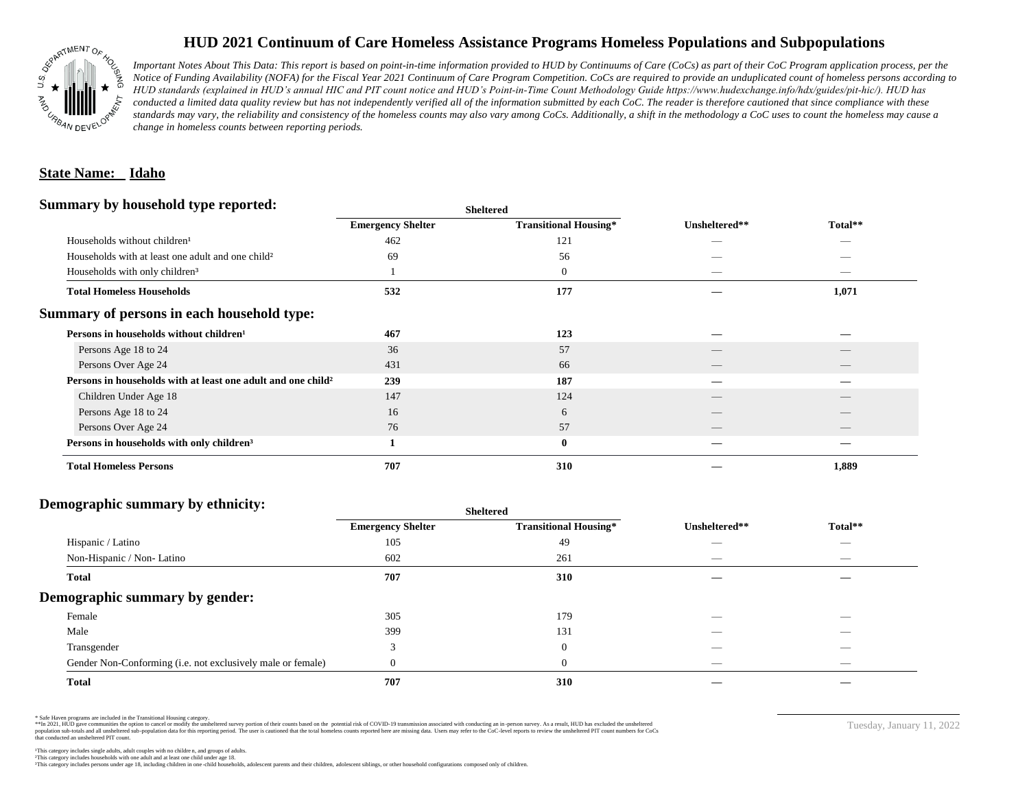# HUD 2021 Continuum of Care Homeless Assistance Programs Homeless Populations and Subpopulations

*Important Notes About This Data: This report is based on point-in-time information provided to HUD by Continuums of Care (CoCs) as part of their CoC Program application process, per the Notice of Funding Availability (NOFA) for the Fiscal Year 2021 Continuum of Care Program Competition. CoCs are required to provide an unduplicated count of homeless persons according to HUD standards (explained in HUD's annual HIC and PIT count notice and HUD's Point-in-Time Count Methodology Guide https://www.hudexchange.info/hdx/guides/pit-hic/). HUD has conducted a limited data quality review but has not independently verified all of the information submitted by each CoC. The reader is therefore cautioned that since compliance with these standards may vary, the reliability and consistency of the homeless counts may also vary among CoCs. Additionally, a shift in the methodology a CoC uses to count the homeless may cause a change in homeless counts between reporting periods.*

**State Name: Idaho**

## Summary by household type reported:

| | Sheltered | | | |
|---|---|---|---|---|
| | Emergency Shelter | Transitional Housing* | Unsheltered** | Total** |
| Households without children¹ | 462 | 121 | — | — |
| Households with at least one adult and one child² | 69 | 56 | — | — |
| Households with only children³ | 1 | 0 | — | — |
| **Total Homeless Households** | **532** | **177** | **—** | **1,071** |

## Summary of persons in each household type:

| | Emergency Shelter | Transitional Housing* | Unsheltered** | Total** |
|---|---|---|---|---|
| **Persons in households without children¹** | **467** | **123** | **—** | **—** |
| Persons Age 18 to 24 | 36 | 57 | — | — |
| Persons Over Age 24 | 431 | 66 | — | — |
| **Persons in households with at least one adult and one child²** | **239** | **187** | **—** | **—** |
| Children Under Age 18 | 147 | 124 | — | — |
| Persons Age 18 to 24 | 16 | 6 | — | — |
| Persons Over Age 24 | 76 | 57 | — | — |
| **Persons in households with only children³** | **1** | **0** | **—** | **—** |
| **Total Homeless Persons** | **707** | **310** | **—** | **1,889** |

## Demographic summary by ethnicity:

| | Sheltered | | | |
|---|---|---|---|---|
| | Emergency Shelter | Transitional Housing* | Unsheltered** | Total** |
| Hispanic / Latino | 105 | 49 | — | — |
| Non-Hispanic / Non- Latino | 602 | 261 | — | — |
| **Total** | **707** | **310** | **—** | **—** |

## Demographic summary by gender:

| | Emergency Shelter | Transitional Housing* | Unsheltered** | Total** |
|---|---|---|---|---|
| Female | 305 | 179 | — | — |
| Male | 399 | 131 | — | — |
| Transgender | 3 | 0 | — | — |
| Gender Non-Conforming (i.e. not exclusively male or female) | 0 | 0 | — | — |
| **Total** | **707** | **310** | **—** | **—** |

\* Safe Haven programs are included in the Transitional Housing category.
\*\*In 2021, HUD gave communities the option to cancel or modify the unsheltered survey portion of their counts based on the potential risk of COVID-19 transmission associated with conducting an in-person survey. As a result, HUD has excluded the unsheltered population sub-totals and all unsheltered sub-population data for this reporting period. The user is cautioned that the total homeless counts reported here are missing data. Users may refer to the CoC-level reports to review the unsheltered PIT count numbers for CoCs that conducted an unsheltered PIT count.

¹This category includes single adults, adult couples with no children, and groups of adults.
²This category includes households with one adult and at least one child under age 18.
³This category includes persons under age 18, including children in one-child households, adolescent parents and their children, adolescent siblings, or other household configurations composed only of children.

Tuesday, January 11, 2022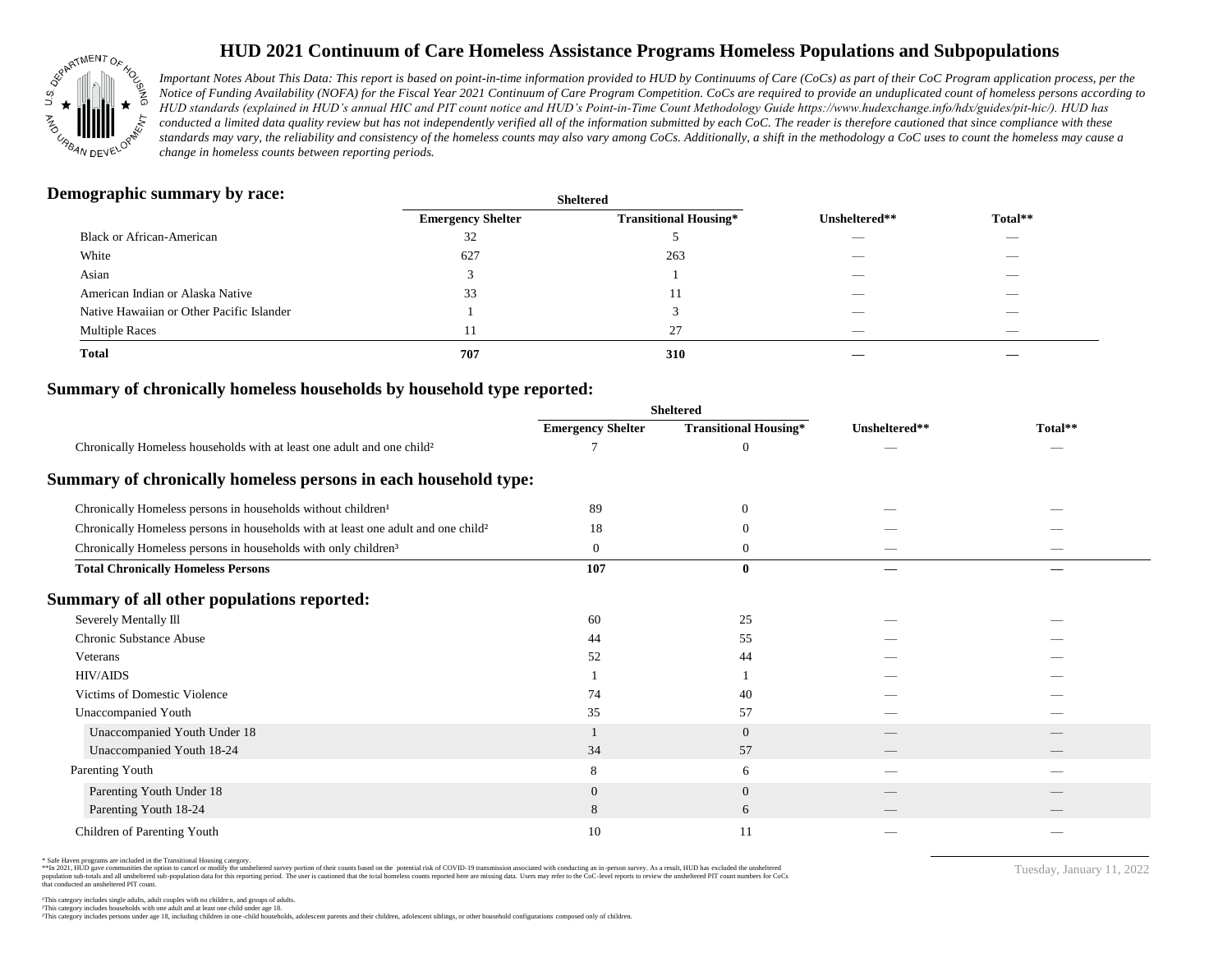# HUD 2021 Continuum of Care Homeless Assistance Programs Homeless Populations and Subpopulations

*Important Notes About This Data: This report is based on point-in-time information provided to HUD by Continuums of Care (CoCs) as part of their CoC Program application process, per the Notice of Funding Availability (NOFA) for the Fiscal Year 2021 Continuum of Care Program Competition. CoCs are required to provide an unduplicated count of homeless persons according to HUD standards (explained in HUD's annual HIC and PIT count notice and HUD's Point-in-Time Count Methodology Guide https://www.hudexchange.info/hdx/guides/pit-hic/). HUD has conducted a limited data quality review but has not independently verified all of the information submitted by each CoC. The reader is therefore cautioned that since compliance with these standards may vary, the reliability and consistency of the homeless counts may also vary among CoCs. Additionally, a shift in the methodology a CoC uses to count the homeless may cause a change in homeless counts between reporting periods.*

## Demographic summary by race:

| | Sheltered | | | |
|---|---|---|---|---|
| | Emergency Shelter | Transitional Housing* | Unsheltered** | Total** |
| Black or African-American | 32 | 5 | — | — |
| White | 627 | 263 | — | — |
| Asian | 3 | 1 | — | — |
| American Indian or Alaska Native | 33 | 11 | — | — |
| Native Hawaiian or Other Pacific Islander | 1 | 3 | — | — |
| Multiple Races | 11 | 27 | — | — |
| **Total** | **707** | **310** | **—** | **—** |

## Summary of chronically homeless households by household type reported:

| | Sheltered | | | |
|---|---|---|---|---|
| | Emergency Shelter | Transitional Housing* | Unsheltered** | Total** |
| Chronically Homeless households with at least one adult and one child[2] | 7 | 0 | — | — |

## Summary of chronically homeless persons in each household type:

| | Emergency Shelter | Transitional Housing* | Unsheltered** | Total** |
|---|---|---|---|---|
| Chronically Homeless persons in households without children[1] | 89 | 0 | — | — |
| Chronically Homeless persons in households with at least one adult and one child[2] | 18 | 0 | — | — |
| Chronically Homeless persons in households with only children[3] | 0 | 0 | — | — |
| **Total Chronically Homeless Persons** | **107** | **0** | **—** | **—** |

## Summary of all other populations reported:

| | Emergency Shelter | Transitional Housing* | Unsheltered** | Total** |
|---|---|---|---|---|
| Severely Mentally Ill | 60 | 25 | — | — |
| Chronic Substance Abuse | 44 | 55 | — | — |
| Veterans | 52 | 44 | — | — |
| HIV/AIDS | 1 | 1 | — | — |
| Victims of Domestic Violence | 74 | 40 | — | — |
| Unaccompanied Youth | 35 | 57 | — | — |
| Unaccompanied Youth Under 18 | 1 | 0 | — | — |
| Unaccompanied Youth 18-24 | 34 | 57 | — | — |
| Parenting Youth | 8 | 6 | — | — |
| Parenting Youth Under 18 | 0 | 0 | — | — |
| Parenting Youth 18-24 | 8 | 6 | — | — |
| Children of Parenting Youth | 10 | 11 | — | — |

\* Safe Haven programs are included in the Transitional Housing category.
\*\*In 2021, HUD gave communities the option to cancel or modify the unsheltered survey portion of their counts based on the potential risk of COVID-19 transmission associated with conducting an in-person survey. As a result, HUD has excluded the unsheltered population sub-totals and all unsheltered sub-population data for this reporting period. The user is cautioned that the total homeless counts reported here are missing data. Users may refer to the CoC-level reports to review the unsheltered PIT count numbers for CoCs that conducted an unsheltered PIT count.

Tuesday, January 11, 2022

[1]This category includes single adults, adult couples with no children, and groups of adults.
[2]This category includes households with one adult and at least one child under age 18.
[3]This category includes persons under age 18, including children in one-child households, adolescent parents and their children, adolescent siblings, or other household configurations composed only of children.